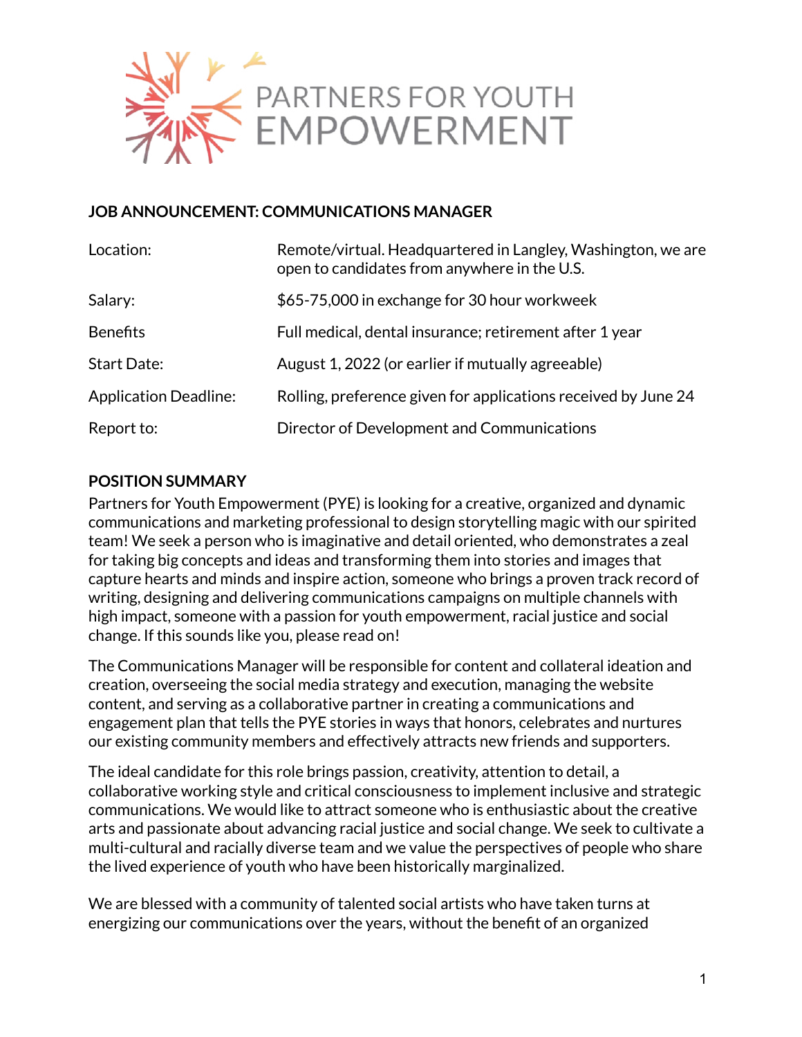PARTNERS FOR YOUTH EMPOWERMENT

## JOB ANNOUNCEMENT: COMMUNICATIONS MANAGER

| | |
|---|---|
| Location: | Remote/virtual. Headquartered in Langley, Washington, we are open to candidates from anywhere in the U.S. |
| Salary: | $65-75,000 in exchange for 30 hour workweek |
| Benefits | Full medical, dental insurance; retirement after 1 year |
| Start Date: | August 1, 2022 (or earlier if mutually agreeable) |
| Application Deadline: | Rolling, preference given for applications received by June 24 |
| Report to: | Director of Development and Communications |

## POSITION SUMMARY

Partners for Youth Empowerment (PYE) is looking for a creative, organized and dynamic communications and marketing professional to design storytelling magic with our spirited team! We seek a person who is imaginative and detail oriented, who demonstrates a zeal for taking big concepts and ideas and transforming them into stories and images that capture hearts and minds and inspire action, someone who brings a proven track record of writing, designing and delivering communications campaigns on multiple channels with high impact, someone with a passion for youth empowerment, racial justice and social change. If this sounds like you, please read on!

The Communications Manager will be responsible for content and collateral ideation and creation, overseeing the social media strategy and execution, managing the website content, and serving as a collaborative partner in creating a communications and engagement plan that tells the PYE stories in ways that honors, celebrates and nurtures our existing community members and effectively attracts new friends and supporters.

The ideal candidate for this role brings passion, creativity, attention to detail, a collaborative working style and critical consciousness to implement inclusive and strategic communications. We would like to attract someone who is enthusiastic about the creative arts and passionate about advancing racial justice and social change. We seek to cultivate a multi-cultural and racially diverse team and we value the perspectives of people who share the lived experience of youth who have been historically marginalized.

We are blessed with a community of talented social artists who have taken turns at energizing our communications over the years, without the benefit of an organized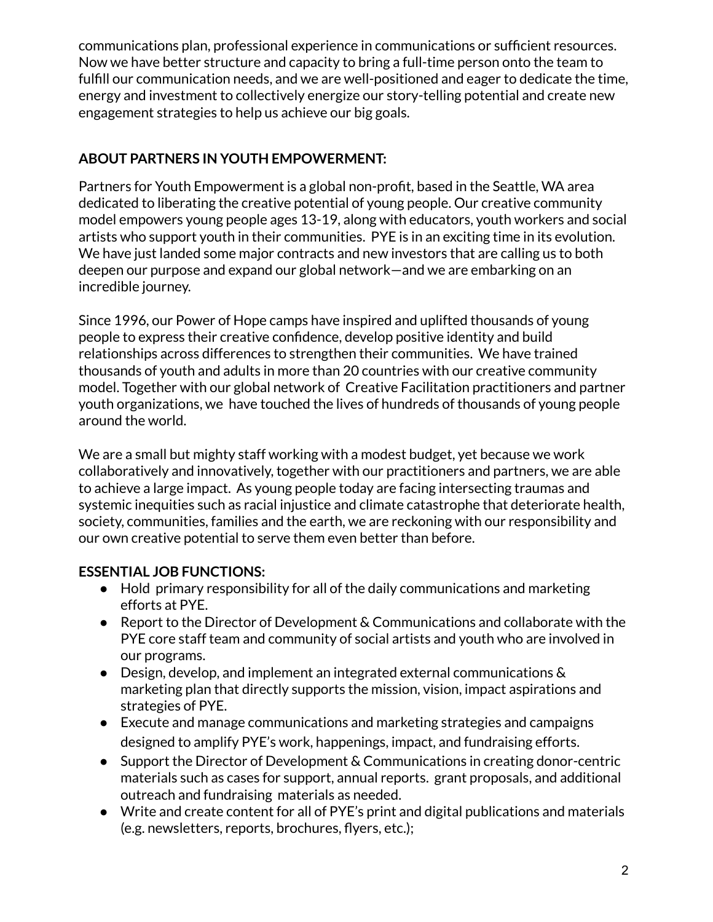communications plan, professional experience in communications or sufficient resources. Now we have better structure and capacity to bring a full-time person onto the team to fulfill our communication needs, and we are well-positioned and eager to dedicate the time, energy and investment to collectively energize our story-telling potential and create new engagement strategies to help us achieve our big goals.

**ABOUT PARTNERS IN YOUTH EMPOWERMENT:**

Partners for Youth Empowerment is a global non-profit, based in the Seattle, WA area dedicated to liberating the creative potential of young people. Our creative community model empowers young people ages 13-19, along with educators, youth workers and social artists who support youth in their communities. PYE is in an exciting time in its evolution. We have just landed some major contracts and new investors that are calling us to both deepen our purpose and expand our global network—and we are embarking on an incredible journey.

Since 1996, our Power of Hope camps have inspired and uplifted thousands of young people to express their creative confidence, develop positive identity and build relationships across differences to strengthen their communities. We have trained thousands of youth and adults in more than 20 countries with our creative community model. Together with our global network of Creative Facilitation practitioners and partner youth organizations, we have touched the lives of hundreds of thousands of young people around the world.

We are a small but mighty staff working with a modest budget, yet because we work collaboratively and innovatively, together with our practitioners and partners, we are able to achieve a large impact. As young people today are facing intersecting traumas and systemic inequities such as racial injustice and climate catastrophe that deteriorate health, society, communities, families and the earth, we are reckoning with our responsibility and our own creative potential to serve them even better than before.

**ESSENTIAL JOB FUNCTIONS:**

- Hold primary responsibility for all of the daily communications and marketing efforts at PYE.
- Report to the Director of Development & Communications and collaborate with the PYE core staff team and community of social artists and youth who are involved in our programs.
- Design, develop, and implement an integrated external communications & marketing plan that directly supports the mission, vision, impact aspirations and strategies of PYE.
- Execute and manage communications and marketing strategies and campaigns designed to amplify PYE's work, happenings, impact, and fundraising efforts.
- Support the Director of Development & Communications in creating donor-centric materials such as cases for support, annual reports. grant proposals, and additional outreach and fundraising materials as needed.
- Write and create content for all of PYE's print and digital publications and materials (e.g. newsletters, reports, brochures, flyers, etc.);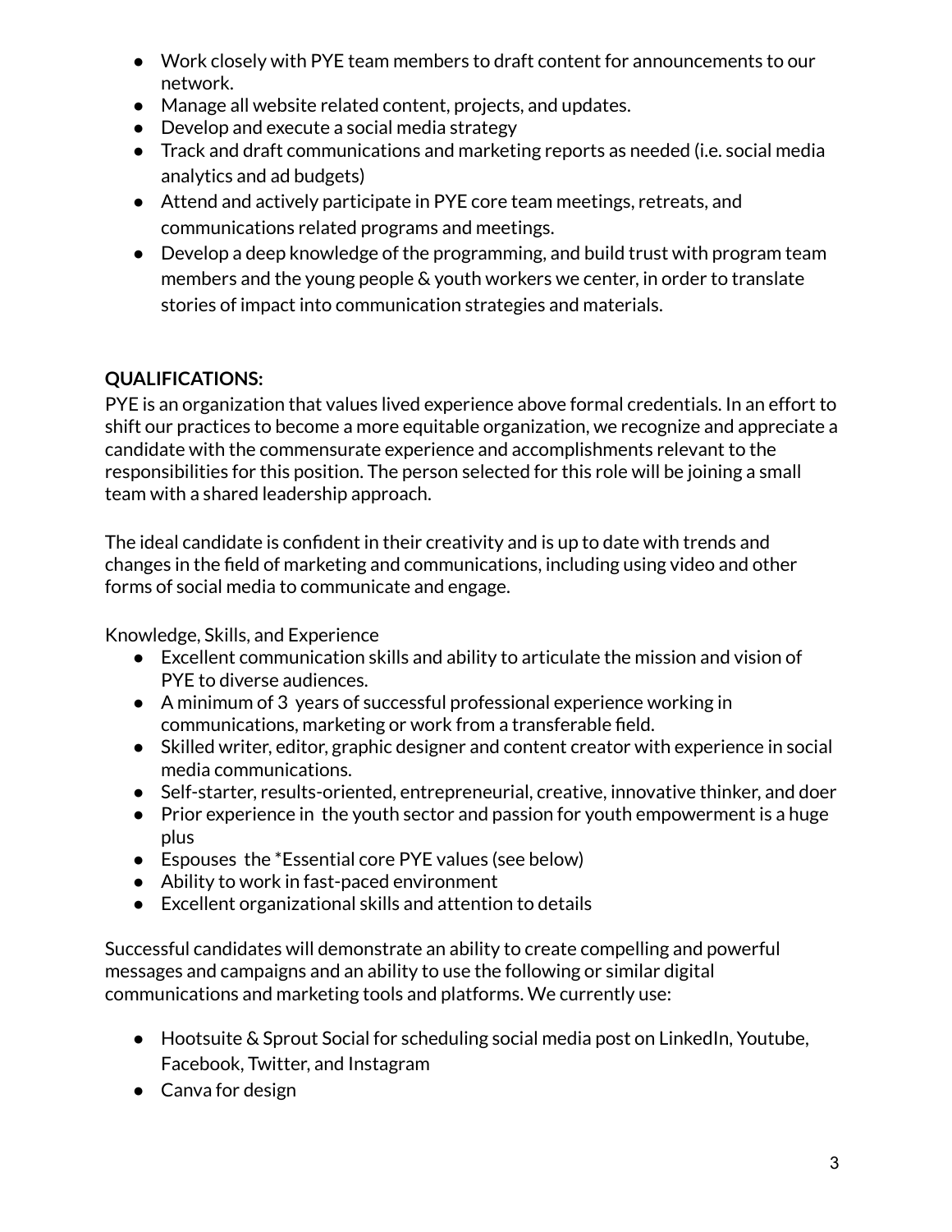- Work closely with PYE team members to draft content for announcements to our network.
- Manage all website related content, projects, and updates.
- Develop and execute a social media strategy
- Track and draft communications and marketing reports as needed (i.e. social media analytics and ad budgets)
- Attend and actively participate in PYE core team meetings, retreats, and communications related programs and meetings.
- Develop a deep knowledge of the programming, and build trust with program team members and the young people & youth workers we center, in order to translate stories of impact into communication strategies and materials.

**QUALIFICATIONS:**

PYE is an organization that values lived experience above formal credentials. In an effort to shift our practices to become a more equitable organization, we recognize and appreciate a candidate with the commensurate experience and accomplishments relevant to the responsibilities for this position. The person selected for this role will be joining a small team with a shared leadership approach.

The ideal candidate is confident in their creativity and is up to date with trends and changes in the field of marketing and communications, including using video and other forms of social media to communicate and engage.

Knowledge, Skills, and Experience

- Excellent communication skills and ability to articulate the mission and vision of PYE to diverse audiences.
- A minimum of 3 years of successful professional experience working in communications, marketing or work from a transferable field.
- Skilled writer, editor, graphic designer and content creator with experience in social media communications.
- Self-starter, results-oriented, entrepreneurial, creative, innovative thinker, and doer
- Prior experience in the youth sector and passion for youth empowerment is a huge plus
- Espouses the *Essential core PYE values (see below)
- Ability to work in fast-paced environment
- Excellent organizational skills and attention to details

Successful candidates will demonstrate an ability to create compelling and powerful messages and campaigns and an ability to use the following or similar digital communications and marketing tools and platforms. We currently use:

- Hootsuite & Sprout Social for scheduling social media post on LinkedIn, Youtube, Facebook, Twitter, and Instagram
- Canva for design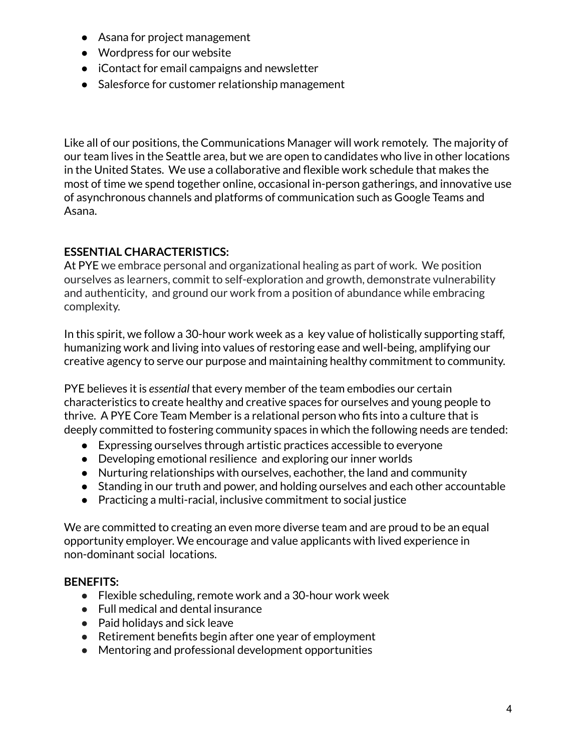- Asana for project management
- Wordpress for our website
- iContact for email campaigns and newsletter
- Salesforce for customer relationship management

Like all of our positions, the Communications Manager will work remotely. The majority of our team lives in the Seattle area, but we are open to candidates who live in other locations in the United States. We use a collaborative and flexible work schedule that makes the most of time we spend together online, occasional in-person gatherings, and innovative use of asynchronous channels and platforms of communication such as Google Teams and Asana.

**ESSENTIAL CHARACTERISTICS:**

At PYE we embrace personal and organizational healing as part of work. We position ourselves as learners, commit to self-exploration and growth, demonstrate vulnerability and authenticity, and ground our work from a position of abundance while embracing complexity.

In this spirit, we follow a 30-hour work week as a key value of holistically supporting staff, humanizing work and living into values of restoring ease and well-being, amplifying our creative agency to serve our purpose and maintaining healthy commitment to community.

PYE believes it is *essential* that every member of the team embodies our certain characteristics to create healthy and creative spaces for ourselves and young people to thrive. A PYE Core Team Member is a relational person who fits into a culture that is deeply committed to fostering community spaces in which the following needs are tended:

- Expressing ourselves through artistic practices accessible to everyone
- Developing emotional resilience and exploring our inner worlds
- Nurturing relationships with ourselves, eachother, the land and community
- Standing in our truth and power, and holding ourselves and each other accountable
- Practicing a multi-racial, inclusive commitment to social justice

We are committed to creating an even more diverse team and are proud to be an equal opportunity employer. We encourage and value applicants with lived experience in non-dominant social locations.

**BENEFITS:**

- Flexible scheduling, remote work and a 30-hour work week
- Full medical and dental insurance
- Paid holidays and sick leave
- Retirement benefits begin after one year of employment
- Mentoring and professional development opportunities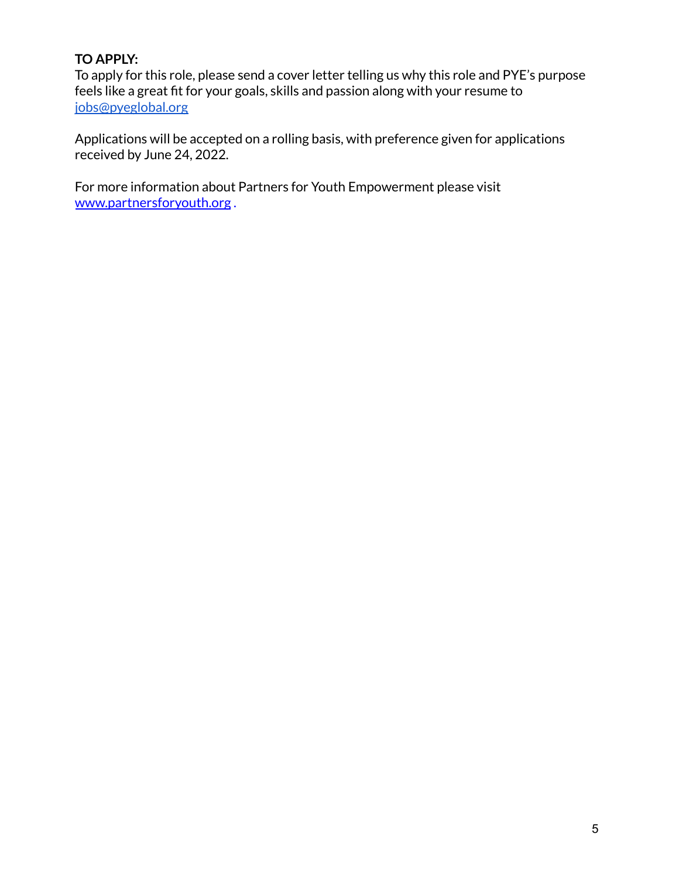**TO APPLY:**

To apply for this role, please send a cover letter telling us why this role and PYE's purpose feels like a great fit for your goals, skills and passion along with your resume to jobs@pyeglobal.org

Applications will be accepted on a rolling basis, with preference given for applications received by June 24, 2022.

For more information about Partners for Youth Empowerment please visit www.partnersforyouth.org .